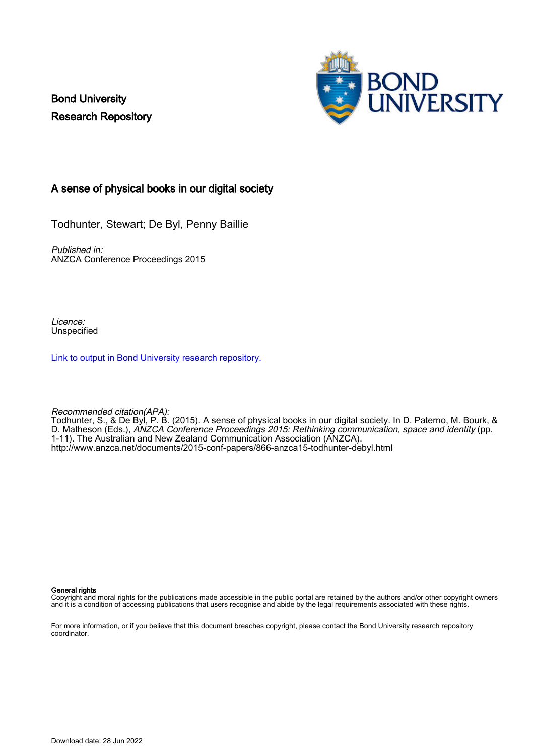Bond University
Research Repository

# A sense of physical books in our digital society

Todhunter, Stewart; De Byl, Penny Baillie

*Published in:*
ANZCA Conference Proceedings 2015

*Licence:*
Unspecified

[Link to output in Bond University research repository.](#)

*Recommended citation(APA):*
Todhunter, S., & De Byl, P. B. (2015). A sense of physical books in our digital society. In D. Paterno, M. Bourk, & D. Matheson (Eds.), *ANZCA Conference Proceedings 2015: Rethinking communication, space and identity* (pp. 1-11). The Australian and New Zealand Communication Association (ANZCA). http://www.anzca.net/documents/2015-conf-papers/866-anzca15-todhunter-debyl.html

**General rights**
Copyright and moral rights for the publications made accessible in the public portal are retained by the authors and/or other copyright owners and it is a condition of accessing publications that users recognise and abide by the legal requirements associated with these rights.

For more information, or if you believe that this document breaches copyright, please contact the Bond University research repository coordinator.

Download date: 28 Jun 2022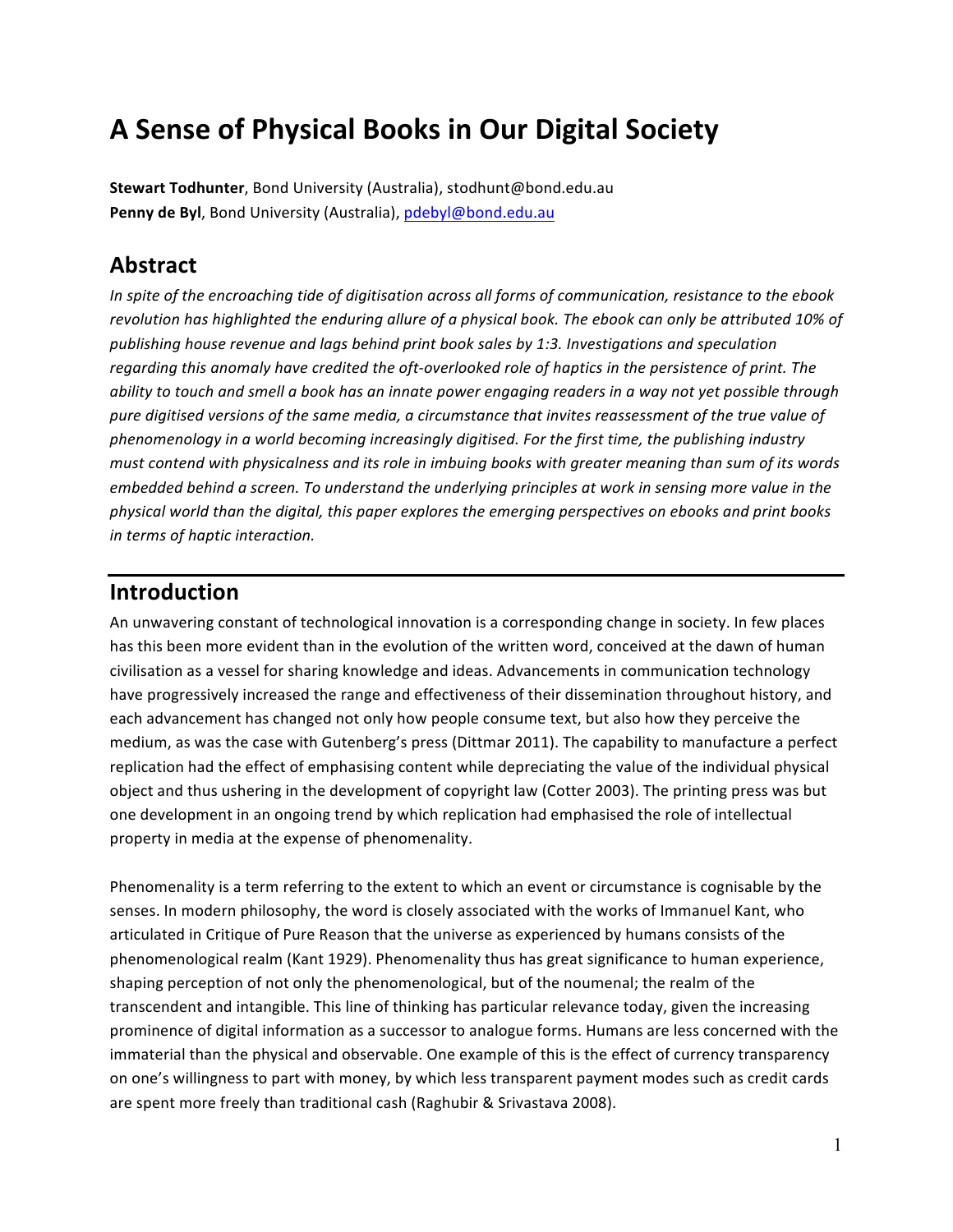# A Sense of Physical Books in Our Digital Society

**Stewart Todhunter**, Bond University (Australia), stodhunt@bond.edu.au
**Penny de Byl**, Bond University (Australia), pdebyl@bond.edu.au

## Abstract

*In spite of the encroaching tide of digitisation across all forms of communication, resistance to the ebook revolution has highlighted the enduring allure of a physical book. The ebook can only be attributed 10% of publishing house revenue and lags behind print book sales by 1:3. Investigations and speculation regarding this anomaly have credited the oft-overlooked role of haptics in the persistence of print. The ability to touch and smell a book has an innate power engaging readers in a way not yet possible through pure digitised versions of the same media, a circumstance that invites reassessment of the true value of phenomenology in a world becoming increasingly digitised. For the first time, the publishing industry must contend with physicalness and its role in imbuing books with greater meaning than sum of its words embedded behind a screen. To understand the underlying principles at work in sensing more value in the physical world than the digital, this paper explores the emerging perspectives on ebooks and print books in terms of haptic interaction.*

## Introduction

An unwavering constant of technological innovation is a corresponding change in society. In few places has this been more evident than in the evolution of the written word, conceived at the dawn of human civilisation as a vessel for sharing knowledge and ideas. Advancements in communication technology have progressively increased the range and effectiveness of their dissemination throughout history, and each advancement has changed not only how people consume text, but also how they perceive the medium, as was the case with Gutenberg's press (Dittmar 2011). The capability to manufacture a perfect replication had the effect of emphasising content while depreciating the value of the individual physical object and thus ushering in the development of copyright law (Cotter 2003). The printing press was but one development in an ongoing trend by which replication had emphasised the role of intellectual property in media at the expense of phenomenality.

Phenomenality is a term referring to the extent to which an event or circumstance is cognisable by the senses. In modern philosophy, the word is closely associated with the works of Immanuel Kant, who articulated in Critique of Pure Reason that the universe as experienced by humans consists of the phenomenological realm (Kant 1929). Phenomenality thus has great significance to human experience, shaping perception of not only the phenomenological, but of the noumenal; the realm of the transcendent and intangible. This line of thinking has particular relevance today, given the increasing prominence of digital information as a successor to analogue forms. Humans are less concerned with the immaterial than the physical and observable. One example of this is the effect of currency transparency on one's willingness to part with money, by which less transparent payment modes such as credit cards are spent more freely than traditional cash (Raghubir & Srivastava 2008).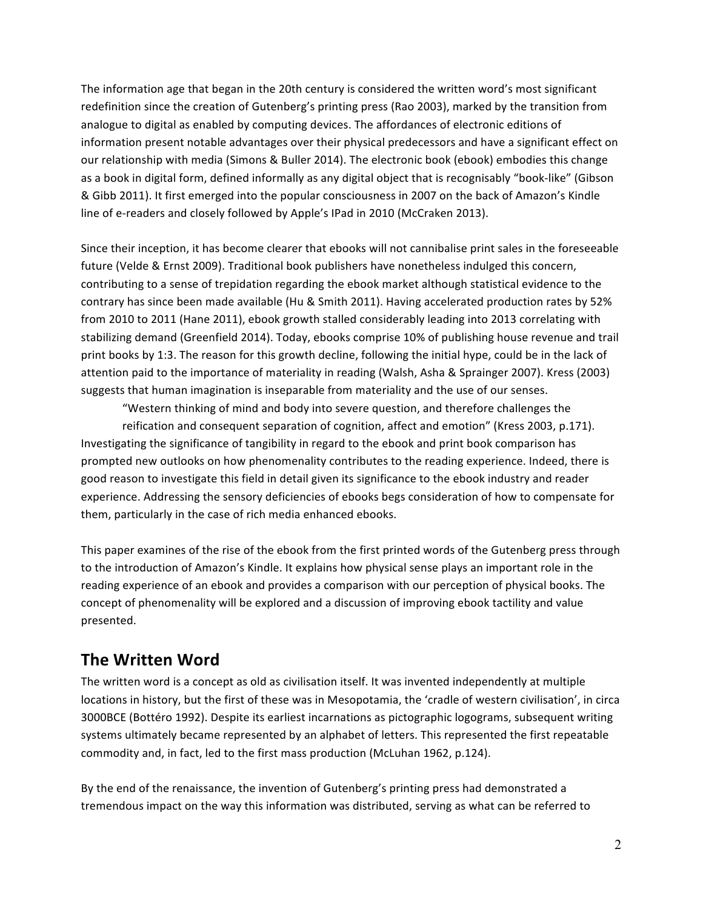The information age that began in the 20th century is considered the written word's most significant redefinition since the creation of Gutenberg's printing press (Rao 2003), marked by the transition from analogue to digital as enabled by computing devices. The affordances of electronic editions of information present notable advantages over their physical predecessors and have a significant effect on our relationship with media (Simons & Buller 2014). The electronic book (ebook) embodies this change as a book in digital form, defined informally as any digital object that is recognisably "book-like" (Gibson & Gibb 2011). It first emerged into the popular consciousness in 2007 on the back of Amazon's Kindle line of e-readers and closely followed by Apple's IPad in 2010 (McCraken 2013).

Since their inception, it has become clearer that ebooks will not cannibalise print sales in the foreseeable future (Velde & Ernst 2009). Traditional book publishers have nonetheless indulged this concern, contributing to a sense of trepidation regarding the ebook market although statistical evidence to the contrary has since been made available (Hu & Smith 2011). Having accelerated production rates by 52% from 2010 to 2011 (Hane 2011), ebook growth stalled considerably leading into 2013 correlating with stabilizing demand (Greenfield 2014). Today, ebooks comprise 10% of publishing house revenue and trail print books by 1:3. The reason for this growth decline, following the initial hype, could be in the lack of attention paid to the importance of materiality in reading (Walsh, Asha & Sprainger 2007). Kress (2003) suggests that human imagination is inseparable from materiality and the use of our senses.

> "Western thinking of mind and body into severe question, and therefore challenges the reification and consequent separation of cognition, affect and emotion" (Kress 2003, p.171).

Investigating the significance of tangibility in regard to the ebook and print book comparison has prompted new outlooks on how phenomenality contributes to the reading experience. Indeed, there is good reason to investigate this field in detail given its significance to the ebook industry and reader experience. Addressing the sensory deficiencies of ebooks begs consideration of how to compensate for them, particularly in the case of rich media enhanced ebooks.

This paper examines of the rise of the ebook from the first printed words of the Gutenberg press through to the introduction of Amazon's Kindle. It explains how physical sense plays an important role in the reading experience of an ebook and provides a comparison with our perception of physical books. The concept of phenomenality will be explored and a discussion of improving ebook tactility and value presented.

## The Written Word

The written word is a concept as old as civilisation itself. It was invented independently at multiple locations in history, but the first of these was in Mesopotamia, the 'cradle of western civilisation', in circa 3000BCE (Bottéro 1992). Despite its earliest incarnations as pictographic logograms, subsequent writing systems ultimately became represented by an alphabet of letters. This represented the first repeatable commodity and, in fact, led to the first mass production (McLuhan 1962, p.124).

By the end of the renaissance, the invention of Gutenberg's printing press had demonstrated a tremendous impact on the way this information was distributed, serving as what can be referred to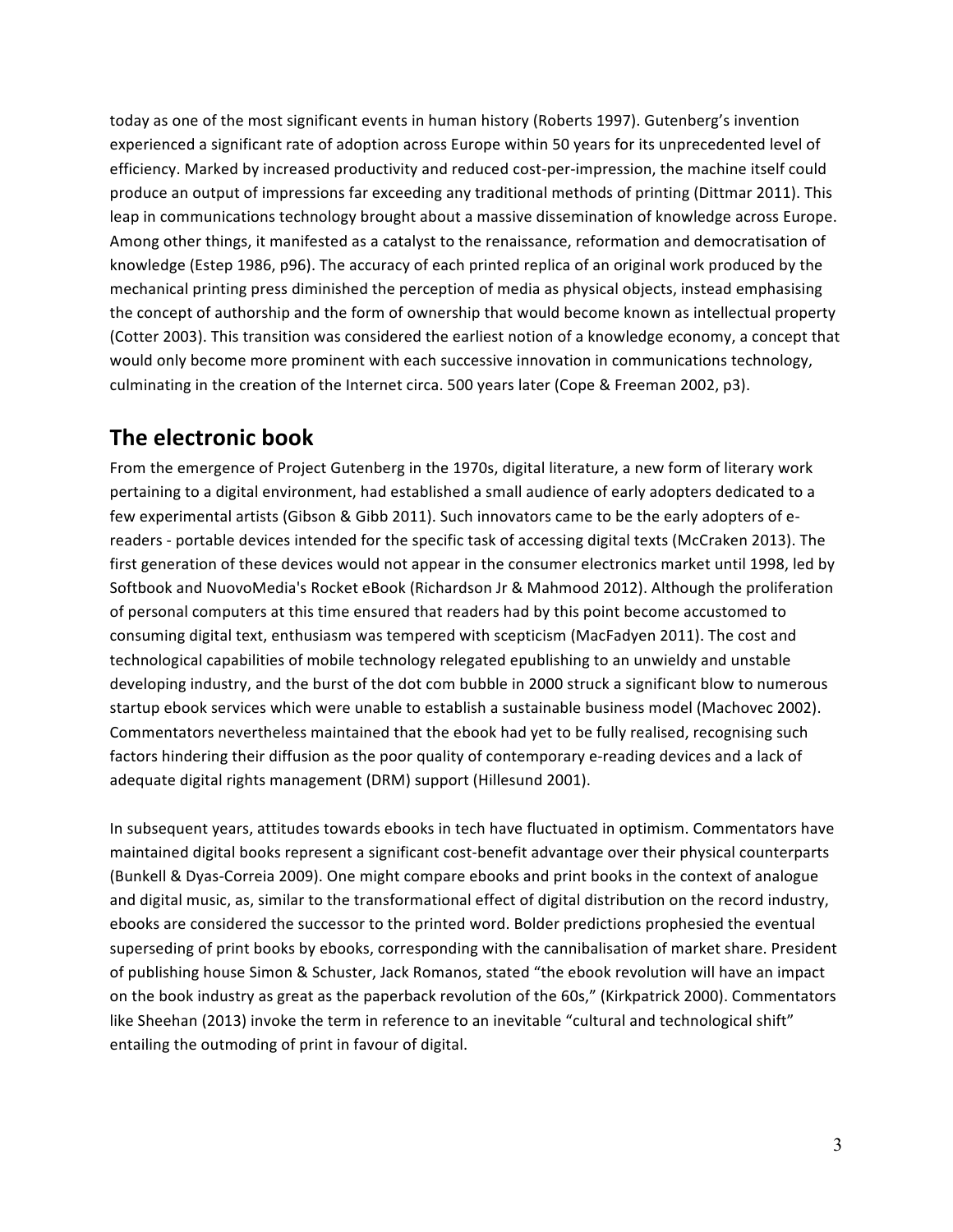today as one of the most significant events in human history (Roberts 1997). Gutenberg's invention experienced a significant rate of adoption across Europe within 50 years for its unprecedented level of efficiency. Marked by increased productivity and reduced cost-per-impression, the machine itself could produce an output of impressions far exceeding any traditional methods of printing (Dittmar 2011). This leap in communications technology brought about a massive dissemination of knowledge across Europe. Among other things, it manifested as a catalyst to the renaissance, reformation and democratisation of knowledge (Estep 1986, p96). The accuracy of each printed replica of an original work produced by the mechanical printing press diminished the perception of media as physical objects, instead emphasising the concept of authorship and the form of ownership that would become known as intellectual property (Cotter 2003). This transition was considered the earliest notion of a knowledge economy, a concept that would only become more prominent with each successive innovation in communications technology, culminating in the creation of the Internet circa. 500 years later (Cope & Freeman 2002, p3).

## The electronic book

From the emergence of Project Gutenberg in the 1970s, digital literature, a new form of literary work pertaining to a digital environment, had established a small audience of early adopters dedicated to a few experimental artists (Gibson & Gibb 2011). Such innovators came to be the early adopters of e-readers - portable devices intended for the specific task of accessing digital texts (McCraken 2013). The first generation of these devices would not appear in the consumer electronics market until 1998, led by Softbook and NuovoMedia's Rocket eBook (Richardson Jr & Mahmood 2012). Although the proliferation of personal computers at this time ensured that readers had by this point become accustomed to consuming digital text, enthusiasm was tempered with scepticism (MacFadyen 2011). The cost and technological capabilities of mobile technology relegated epublishing to an unwieldy and unstable developing industry, and the burst of the dot com bubble in 2000 struck a significant blow to numerous startup ebook services which were unable to establish a sustainable business model (Machovec 2002). Commentators nevertheless maintained that the ebook had yet to be fully realised, recognising such factors hindering their diffusion as the poor quality of contemporary e-reading devices and a lack of adequate digital rights management (DRM) support (Hillesund 2001).

In subsequent years, attitudes towards ebooks in tech have fluctuated in optimism. Commentators have maintained digital books represent a significant cost-benefit advantage over their physical counterparts (Bunkell & Dyas-Correia 2009). One might compare ebooks and print books in the context of analogue and digital music, as, similar to the transformational effect of digital distribution on the record industry, ebooks are considered the successor to the printed word. Bolder predictions prophesied the eventual superseding of print books by ebooks, corresponding with the cannibalisation of market share. President of publishing house Simon & Schuster, Jack Romanos, stated "the ebook revolution will have an impact on the book industry as great as the paperback revolution of the 60s," (Kirkpatrick 2000). Commentators like Sheehan (2013) invoke the term in reference to an inevitable "cultural and technological shift" entailing the outmoding of print in favour of digital.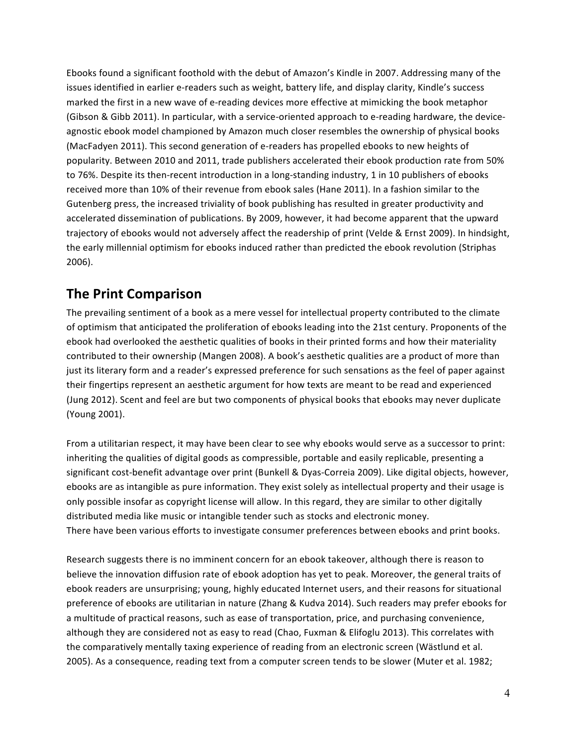Ebooks found a significant foothold with the debut of Amazon's Kindle in 2007. Addressing many of the issues identified in earlier e-readers such as weight, battery life, and display clarity, Kindle's success marked the first in a new wave of e-reading devices more effective at mimicking the book metaphor (Gibson & Gibb 2011). In particular, with a service-oriented approach to e-reading hardware, the device-agnostic ebook model championed by Amazon much closer resembles the ownership of physical books (MacFadyen 2011). This second generation of e-readers has propelled ebooks to new heights of popularity. Between 2010 and 2011, trade publishers accelerated their ebook production rate from 50% to 76%. Despite its then-recent introduction in a long-standing industry, 1 in 10 publishers of ebooks received more than 10% of their revenue from ebook sales (Hane 2011). In a fashion similar to the Gutenberg press, the increased triviality of book publishing has resulted in greater productivity and accelerated dissemination of publications. By 2009, however, it had become apparent that the upward trajectory of ebooks would not adversely affect the readership of print (Velde & Ernst 2009). In hindsight, the early millennial optimism for ebooks induced rather than predicted the ebook revolution (Striphas 2006).

## The Print Comparison

The prevailing sentiment of a book as a mere vessel for intellectual property contributed to the climate of optimism that anticipated the proliferation of ebooks leading into the 21st century. Proponents of the ebook had overlooked the aesthetic qualities of books in their printed forms and how their materiality contributed to their ownership (Mangen 2008). A book's aesthetic qualities are a product of more than just its literary form and a reader's expressed preference for such sensations as the feel of paper against their fingertips represent an aesthetic argument for how texts are meant to be read and experienced (Jung 2012). Scent and feel are but two components of physical books that ebooks may never duplicate (Young 2001).

From a utilitarian respect, it may have been clear to see why ebooks would serve as a successor to print: inheriting the qualities of digital goods as compressible, portable and easily replicable, presenting a significant cost-benefit advantage over print (Bunkell & Dyas-Correia 2009). Like digital objects, however, ebooks are as intangible as pure information. They exist solely as intellectual property and their usage is only possible insofar as copyright license will allow. In this regard, they are similar to other digitally distributed media like music or intangible tender such as stocks and electronic money.
There have been various efforts to investigate consumer preferences between ebooks and print books.

Research suggests there is no imminent concern for an ebook takeover, although there is reason to believe the innovation diffusion rate of ebook adoption has yet to peak. Moreover, the general traits of ebook readers are unsurprising; young, highly educated Internet users, and their reasons for situational preference of ebooks are utilitarian in nature (Zhang & Kudva 2014). Such readers may prefer ebooks for a multitude of practical reasons, such as ease of transportation, price, and purchasing convenience, although they are considered not as easy to read (Chao, Fuxman & Elifoglu 2013). This correlates with the comparatively mentally taxing experience of reading from an electronic screen (Wästlund et al. 2005). As a consequence, reading text from a computer screen tends to be slower (Muter et al. 1982;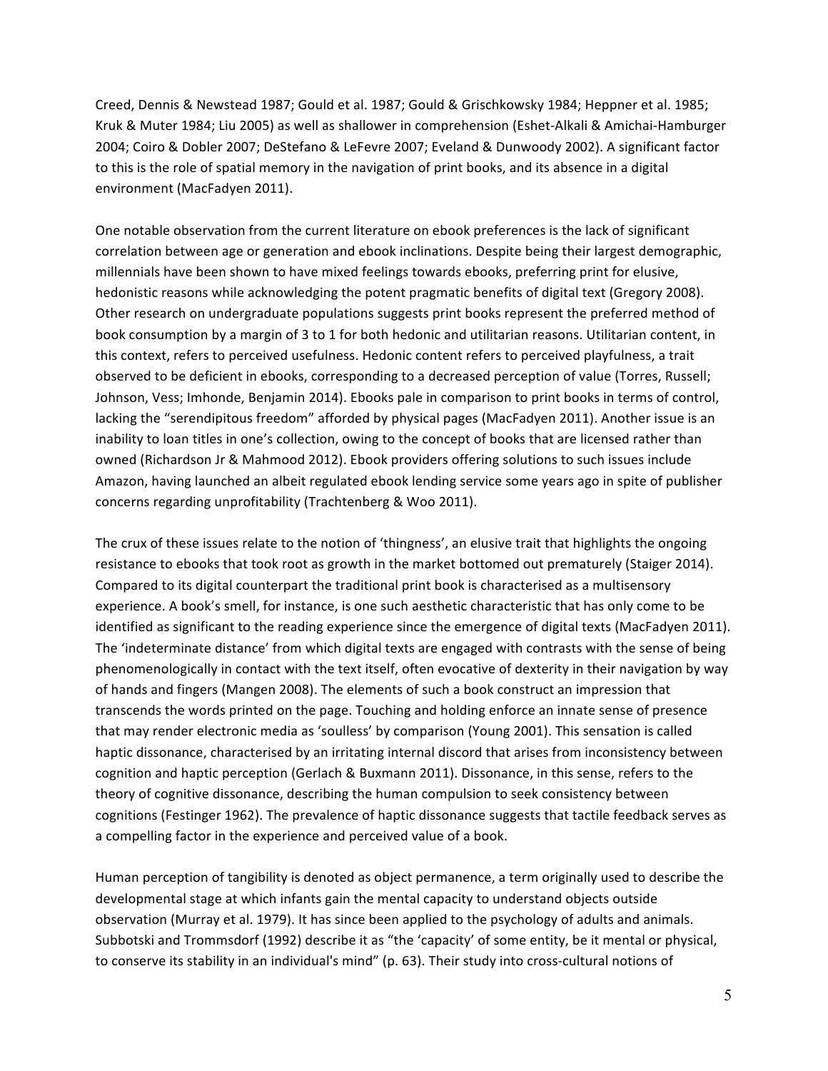Creed, Dennis & Newstead 1987; Gould et al. 1987; Gould & Grischkowsky 1984; Heppner et al. 1985; Kruk & Muter 1984; Liu 2005) as well as shallower in comprehension (Eshet-Alkali & Amichai-Hamburger 2004; Coiro & Dobler 2007; DeStefano & LeFevre 2007; Eveland & Dunwoody 2002). A significant factor to this is the role of spatial memory in the navigation of print books, and its absence in a digital environment (MacFadyen 2011).

One notable observation from the current literature on ebook preferences is the lack of significant correlation between age or generation and ebook inclinations. Despite being their largest demographic, millennials have been shown to have mixed feelings towards ebooks, preferring print for elusive, hedonistic reasons while acknowledging the potent pragmatic benefits of digital text (Gregory 2008). Other research on undergraduate populations suggests print books represent the preferred method of book consumption by a margin of 3 to 1 for both hedonic and utilitarian reasons. Utilitarian content, in this context, refers to perceived usefulness. Hedonic content refers to perceived playfulness, a trait observed to be deficient in ebooks, corresponding to a decreased perception of value (Torres, Russell; Johnson, Vess; Imhonde, Benjamin 2014). Ebooks pale in comparison to print books in terms of control, lacking the "serendipitous freedom" afforded by physical pages (MacFadyen 2011). Another issue is an inability to loan titles in one's collection, owing to the concept of books that are licensed rather than owned (Richardson Jr & Mahmood 2012). Ebook providers offering solutions to such issues include Amazon, having launched an albeit regulated ebook lending service some years ago in spite of publisher concerns regarding unprofitability (Trachtenberg & Woo 2011).

The crux of these issues relate to the notion of 'thingness', an elusive trait that highlights the ongoing resistance to ebooks that took root as growth in the market bottomed out prematurely (Staiger 2014). Compared to its digital counterpart the traditional print book is characterised as a multisensory experience. A book's smell, for instance, is one such aesthetic characteristic that has only come to be identified as significant to the reading experience since the emergence of digital texts (MacFadyen 2011). The 'indeterminate distance' from which digital texts are engaged with contrasts with the sense of being phenomenologically in contact with the text itself, often evocative of dexterity in their navigation by way of hands and fingers (Mangen 2008). The elements of such a book construct an impression that transcends the words printed on the page. Touching and holding enforce an innate sense of presence that may render electronic media as 'soulless' by comparison (Young 2001). This sensation is called haptic dissonance, characterised by an irritating internal discord that arises from inconsistency between cognition and haptic perception (Gerlach & Buxmann 2011). Dissonance, in this sense, refers to the theory of cognitive dissonance, describing the human compulsion to seek consistency between cognitions (Festinger 1962). The prevalence of haptic dissonance suggests that tactile feedback serves as a compelling factor in the experience and perceived value of a book.

Human perception of tangibility is denoted as object permanence, a term originally used to describe the developmental stage at which infants gain the mental capacity to understand objects outside observation (Murray et al. 1979). It has since been applied to the psychology of adults and animals. Subbotski and Trommsdorf (1992) describe it as "the 'capacity' of some entity, be it mental or physical, to conserve its stability in an individual's mind" (p. 63). Their study into cross-cultural notions of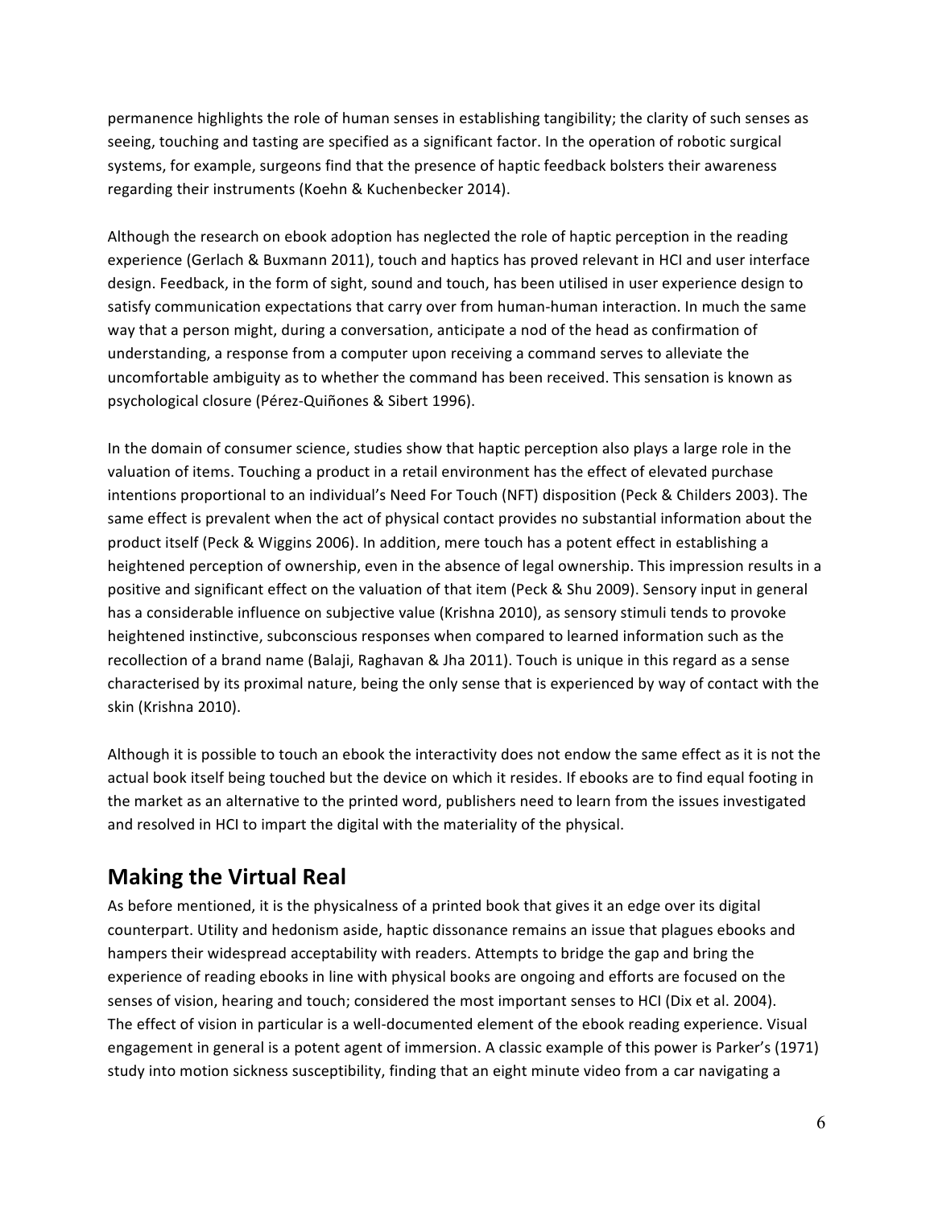permanence highlights the role of human senses in establishing tangibility; the clarity of such senses as seeing, touching and tasting are specified as a significant factor. In the operation of robotic surgical systems, for example, surgeons find that the presence of haptic feedback bolsters their awareness regarding their instruments (Koehn & Kuchenbecker 2014).

Although the research on ebook adoption has neglected the role of haptic perception in the reading experience (Gerlach & Buxmann 2011), touch and haptics has proved relevant in HCI and user interface design. Feedback, in the form of sight, sound and touch, has been utilised in user experience design to satisfy communication expectations that carry over from human-human interaction. In much the same way that a person might, during a conversation, anticipate a nod of the head as confirmation of understanding, a response from a computer upon receiving a command serves to alleviate the uncomfortable ambiguity as to whether the command has been received. This sensation is known as psychological closure (Pérez-Quiñones & Sibert 1996).

In the domain of consumer science, studies show that haptic perception also plays a large role in the valuation of items. Touching a product in a retail environment has the effect of elevated purchase intentions proportional to an individual's Need For Touch (NFT) disposition (Peck & Childers 2003). The same effect is prevalent when the act of physical contact provides no substantial information about the product itself (Peck & Wiggins 2006). In addition, mere touch has a potent effect in establishing a heightened perception of ownership, even in the absence of legal ownership. This impression results in a positive and significant effect on the valuation of that item (Peck & Shu 2009). Sensory input in general has a considerable influence on subjective value (Krishna 2010), as sensory stimuli tends to provoke heightened instinctive, subconscious responses when compared to learned information such as the recollection of a brand name (Balaji, Raghavan & Jha 2011). Touch is unique in this regard as a sense characterised by its proximal nature, being the only sense that is experienced by way of contact with the skin (Krishna 2010).

Although it is possible to touch an ebook the interactivity does not endow the same effect as it is not the actual book itself being touched but the device on which it resides. If ebooks are to find equal footing in the market as an alternative to the printed word, publishers need to learn from the issues investigated and resolved in HCI to impart the digital with the materiality of the physical.

## Making the Virtual Real

As before mentioned, it is the physicalness of a printed book that gives it an edge over its digital counterpart. Utility and hedonism aside, haptic dissonance remains an issue that plagues ebooks and hampers their widespread acceptability with readers. Attempts to bridge the gap and bring the experience of reading ebooks in line with physical books are ongoing and efforts are focused on the senses of vision, hearing and touch; considered the most important senses to HCI (Dix et al. 2004).
The effect of vision in particular is a well-documented element of the ebook reading experience. Visual engagement in general is a potent agent of immersion. A classic example of this power is Parker's (1971) study into motion sickness susceptibility, finding that an eight minute video from a car navigating a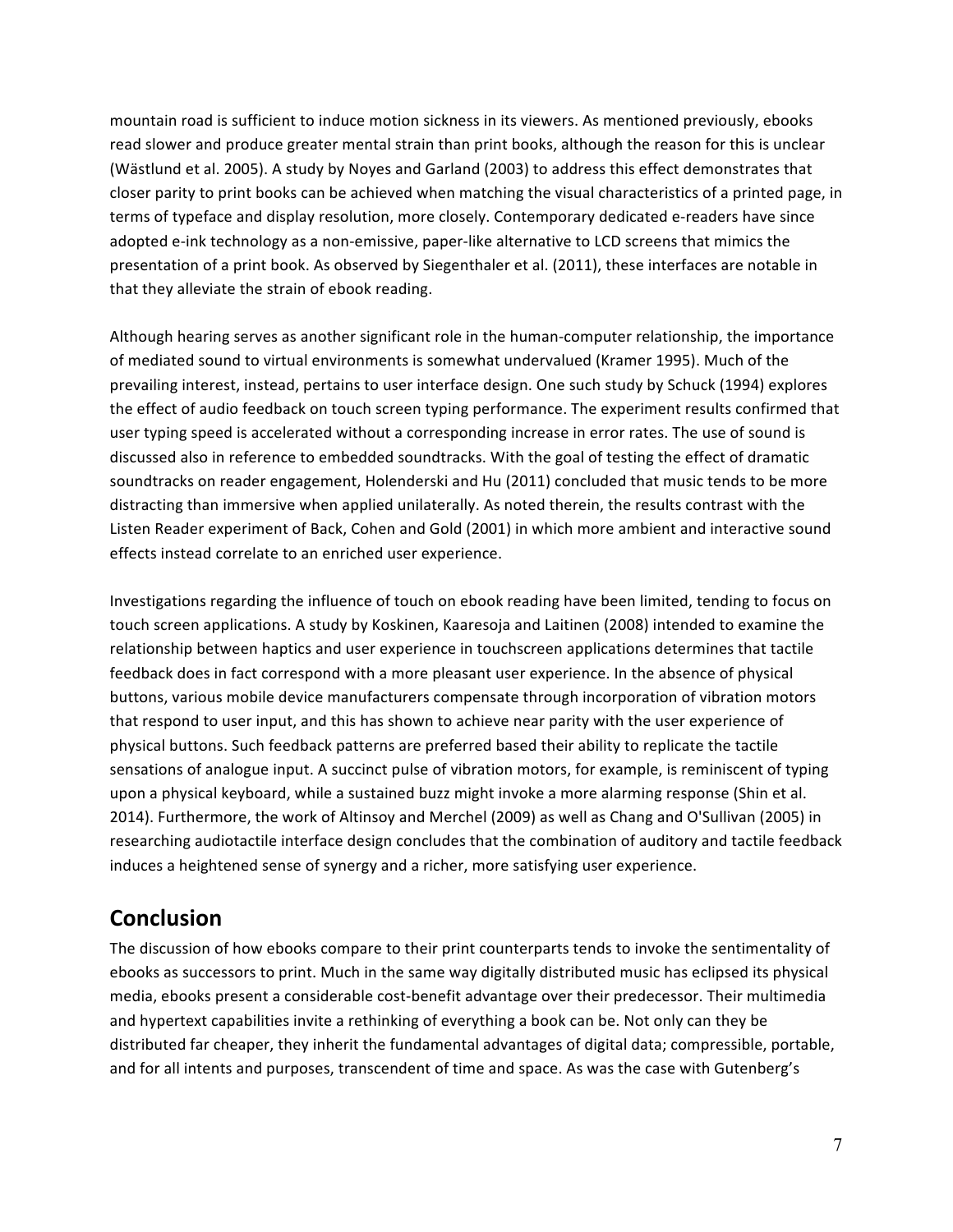mountain road is sufficient to induce motion sickness in its viewers. As mentioned previously, ebooks read slower and produce greater mental strain than print books, although the reason for this is unclear (Wästlund et al. 2005). A study by Noyes and Garland (2003) to address this effect demonstrates that closer parity to print books can be achieved when matching the visual characteristics of a printed page, in terms of typeface and display resolution, more closely. Contemporary dedicated e-readers have since adopted e-ink technology as a non-emissive, paper-like alternative to LCD screens that mimics the presentation of a print book. As observed by Siegenthaler et al. (2011), these interfaces are notable in that they alleviate the strain of ebook reading.

Although hearing serves as another significant role in the human-computer relationship, the importance of mediated sound to virtual environments is somewhat undervalued (Kramer 1995). Much of the prevailing interest, instead, pertains to user interface design. One such study by Schuck (1994) explores the effect of audio feedback on touch screen typing performance. The experiment results confirmed that user typing speed is accelerated without a corresponding increase in error rates. The use of sound is discussed also in reference to embedded soundtracks. With the goal of testing the effect of dramatic soundtracks on reader engagement, Holenderski and Hu (2011) concluded that music tends to be more distracting than immersive when applied unilaterally. As noted therein, the results contrast with the Listen Reader experiment of Back, Cohen and Gold (2001) in which more ambient and interactive sound effects instead correlate to an enriched user experience.

Investigations regarding the influence of touch on ebook reading have been limited, tending to focus on touch screen applications. A study by Koskinen, Kaaresoja and Laitinen (2008) intended to examine the relationship between haptics and user experience in touchscreen applications determines that tactile feedback does in fact correspond with a more pleasant user experience. In the absence of physical buttons, various mobile device manufacturers compensate through incorporation of vibration motors that respond to user input, and this has shown to achieve near parity with the user experience of physical buttons. Such feedback patterns are preferred based their ability to replicate the tactile sensations of analogue input. A succinct pulse of vibration motors, for example, is reminiscent of typing upon a physical keyboard, while a sustained buzz might invoke a more alarming response (Shin et al. 2014). Furthermore, the work of Altinsoy and Merchel (2009) as well as Chang and O'Sullivan (2005) in researching audiotactile interface design concludes that the combination of auditory and tactile feedback induces a heightened sense of synergy and a richer, more satisfying user experience.

## Conclusion

The discussion of how ebooks compare to their print counterparts tends to invoke the sentimentality of ebooks as successors to print. Much in the same way digitally distributed music has eclipsed its physical media, ebooks present a considerable cost-benefit advantage over their predecessor. Their multimedia and hypertext capabilities invite a rethinking of everything a book can be. Not only can they be distributed far cheaper, they inherit the fundamental advantages of digital data; compressible, portable, and for all intents and purposes, transcendent of time and space. As was the case with Gutenberg's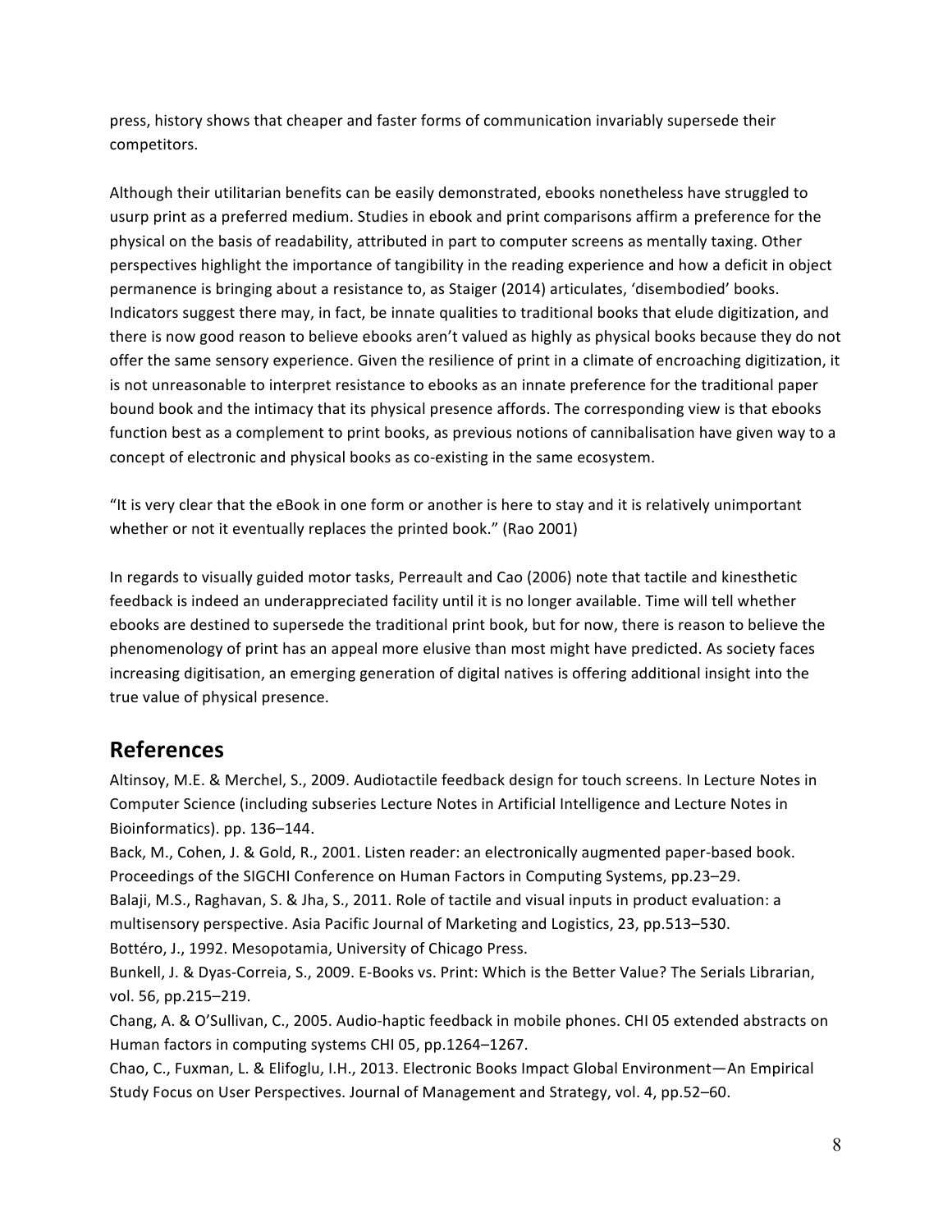press, history shows that cheaper and faster forms of communication invariably supersede their competitors.

Although their utilitarian benefits can be easily demonstrated, ebooks nonetheless have struggled to usurp print as a preferred medium. Studies in ebook and print comparisons affirm a preference for the physical on the basis of readability, attributed in part to computer screens as mentally taxing. Other perspectives highlight the importance of tangibility in the reading experience and how a deficit in object permanence is bringing about a resistance to, as Staiger (2014) articulates, 'disembodied' books. Indicators suggest there may, in fact, be innate qualities to traditional books that elude digitization, and there is now good reason to believe ebooks aren't valued as highly as physical books because they do not offer the same sensory experience. Given the resilience of print in a climate of encroaching digitization, it is not unreasonable to interpret resistance to ebooks as an innate preference for the traditional paper bound book and the intimacy that its physical presence affords. The corresponding view is that ebooks function best as a complement to print books, as previous notions of cannibalisation have given way to a concept of electronic and physical books as co-existing in the same ecosystem.

"It is very clear that the eBook in one form or another is here to stay and it is relatively unimportant whether or not it eventually replaces the printed book." (Rao 2001)

In regards to visually guided motor tasks, Perreault and Cao (2006) note that tactile and kinesthetic feedback is indeed an underappreciated facility until it is no longer available. Time will tell whether ebooks are destined to supersede the traditional print book, but for now, there is reason to believe the phenomenology of print has an appeal more elusive than most might have predicted. As society faces increasing digitisation, an emerging generation of digital natives is offering additional insight into the true value of physical presence.

## References

Altinsoy, M.E. & Merchel, S., 2009. Audiotactile feedback design for touch screens. In Lecture Notes in Computer Science (including subseries Lecture Notes in Artificial Intelligence and Lecture Notes in Bioinformatics). pp. 136–144.

Back, M., Cohen, J. & Gold, R., 2001. Listen reader: an electronically augmented paper-based book. Proceedings of the SIGCHI Conference on Human Factors in Computing Systems, pp.23–29.

Balaji, M.S., Raghavan, S. & Jha, S., 2011. Role of tactile and visual inputs in product evaluation: a multisensory perspective. Asia Pacific Journal of Marketing and Logistics, 23, pp.513–530.

Bottéro, J., 1992. Mesopotamia, University of Chicago Press.

Bunkell, J. & Dyas-Correia, S., 2009. E-Books vs. Print: Which is the Better Value? The Serials Librarian, vol. 56, pp.215–219.

Chang, A. & O'Sullivan, C., 2005. Audio-haptic feedback in mobile phones. CHI 05 extended abstracts on Human factors in computing systems CHI 05, pp.1264–1267.

Chao, C., Fuxman, L. & Elifoglu, I.H., 2013. Electronic Books Impact Global Environment—An Empirical Study Focus on User Perspectives. Journal of Management and Strategy, vol. 4, pp.52–60.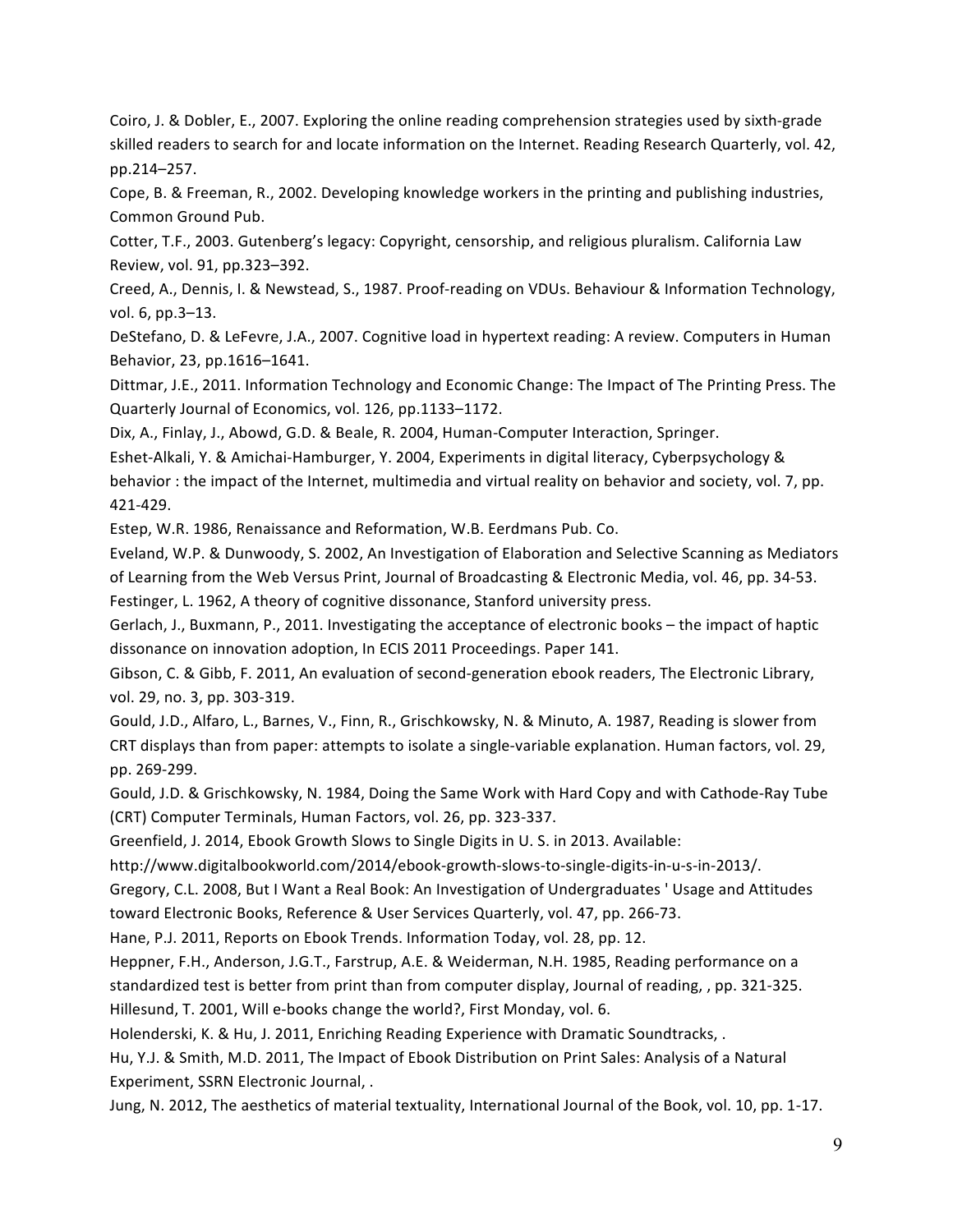Coiro, J. & Dobler, E., 2007. Exploring the online reading comprehension strategies used by sixth-grade skilled readers to search for and locate information on the Internet. Reading Research Quarterly, vol. 42, pp.214–257.

Cope, B. & Freeman, R., 2002. Developing knowledge workers in the printing and publishing industries, Common Ground Pub.

Cotter, T.F., 2003. Gutenberg's legacy: Copyright, censorship, and religious pluralism. California Law Review, vol. 91, pp.323–392.

Creed, A., Dennis, I. & Newstead, S., 1987. Proof-reading on VDUs. Behaviour & Information Technology, vol. 6, pp.3–13.

DeStefano, D. & LeFevre, J.A., 2007. Cognitive load in hypertext reading: A review. Computers in Human Behavior, 23, pp.1616–1641.

Dittmar, J.E., 2011. Information Technology and Economic Change: The Impact of The Printing Press. The Quarterly Journal of Economics, vol. 126, pp.1133–1172.

Dix, A., Finlay, J., Abowd, G.D. & Beale, R. 2004, Human-Computer Interaction, Springer.

Eshet-Alkali, Y. & Amichai-Hamburger, Y. 2004, Experiments in digital literacy, Cyberpsychology & behavior : the impact of the Internet, multimedia and virtual reality on behavior and society, vol. 7, pp. 421-429.

Estep, W.R. 1986, Renaissance and Reformation, W.B. Eerdmans Pub. Co.

Eveland, W.P. & Dunwoody, S. 2002, An Investigation of Elaboration and Selective Scanning as Mediators of Learning from the Web Versus Print, Journal of Broadcasting & Electronic Media, vol. 46, pp. 34-53.

Festinger, L. 1962, A theory of cognitive dissonance, Stanford university press.

Gerlach, J., Buxmann, P., 2011. Investigating the acceptance of electronic books – the impact of haptic dissonance on innovation adoption, In ECIS 2011 Proceedings. Paper 141.

Gibson, C. & Gibb, F. 2011, An evaluation of second-generation ebook readers, The Electronic Library, vol. 29, no. 3, pp. 303-319.

Gould, J.D., Alfaro, L., Barnes, V., Finn, R., Grischkowsky, N. & Minuto, A. 1987, Reading is slower from CRT displays than from paper: attempts to isolate a single-variable explanation. Human factors, vol. 29, pp. 269-299.

Gould, J.D. & Grischkowsky, N. 1984, Doing the Same Work with Hard Copy and with Cathode-Ray Tube (CRT) Computer Terminals, Human Factors, vol. 26, pp. 323-337.

Greenfield, J. 2014, Ebook Growth Slows to Single Digits in U. S. in 2013. Available: http://www.digitalbookworld.com/2014/ebook-growth-slows-to-single-digits-in-u-s-in-2013/.

Gregory, C.L. 2008, But I Want a Real Book: An Investigation of Undergraduates ' Usage and Attitudes toward Electronic Books, Reference & User Services Quarterly, vol. 47, pp. 266-73.

Hane, P.J. 2011, Reports on Ebook Trends. Information Today, vol. 28, pp. 12.

Heppner, F.H., Anderson, J.G.T., Farstrup, A.E. & Weiderman, N.H. 1985, Reading performance on a standardized test is better from print than from computer display, Journal of reading, , pp. 321-325.

Hillesund, T. 2001, Will e-books change the world?, First Monday, vol. 6.

Holenderski, K. & Hu, J. 2011, Enriching Reading Experience with Dramatic Soundtracks, .

Hu, Y.J. & Smith, M.D. 2011, The Impact of Ebook Distribution on Print Sales: Analysis of a Natural Experiment, SSRN Electronic Journal, .

Jung, N. 2012, The aesthetics of material textuality, International Journal of the Book, vol. 10, pp. 1-17.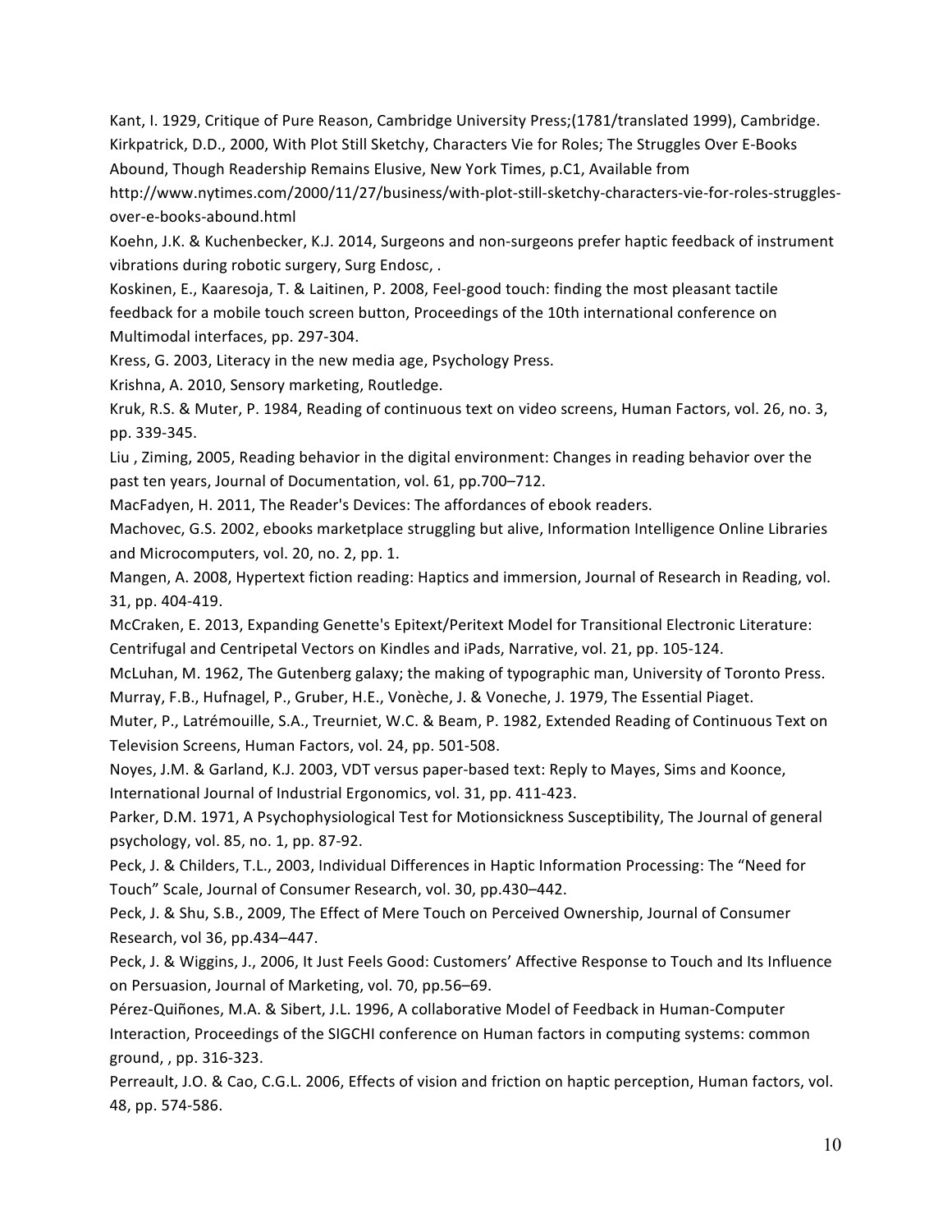Kant, I. 1929, Critique of Pure Reason, Cambridge University Press;(1781/translated 1999), Cambridge.

Kirkpatrick, D.D., 2000, With Plot Still Sketchy, Characters Vie for Roles; The Struggles Over E-Books Abound, Though Readership Remains Elusive, New York Times, p.C1, Available from http://www.nytimes.com/2000/11/27/business/with-plot-still-sketchy-characters-vie-for-roles-struggles-over-e-books-abound.html

Koehn, J.K. & Kuchenbecker, K.J. 2014, Surgeons and non-surgeons prefer haptic feedback of instrument vibrations during robotic surgery, Surg Endosc, .

Koskinen, E., Kaaresoja, T. & Laitinen, P. 2008, Feel-good touch: finding the most pleasant tactile feedback for a mobile touch screen button, Proceedings of the 10th international conference on Multimodal interfaces, pp. 297-304.

Kress, G. 2003, Literacy in the new media age, Psychology Press.

Krishna, A. 2010, Sensory marketing, Routledge.

Kruk, R.S. & Muter, P. 1984, Reading of continuous text on video screens, Human Factors, vol. 26, no. 3, pp. 339-345.

Liu , Ziming, 2005, Reading behavior in the digital environment: Changes in reading behavior over the past ten years, Journal of Documentation, vol. 61, pp.700–712.

MacFadyen, H. 2011, The Reader's Devices: The affordances of ebook readers.

Machovec, G.S. 2002, ebooks marketplace struggling but alive, Information Intelligence Online Libraries and Microcomputers, vol. 20, no. 2, pp. 1.

Mangen, A. 2008, Hypertext fiction reading: Haptics and immersion, Journal of Research in Reading, vol. 31, pp. 404-419.

McCraken, E. 2013, Expanding Genette's Epitext/Peritext Model for Transitional Electronic Literature: Centrifugal and Centripetal Vectors on Kindles and iPads, Narrative, vol. 21, pp. 105-124.

McLuhan, M. 1962, The Gutenberg galaxy; the making of typographic man, University of Toronto Press.

Murray, F.B., Hufnagel, P., Gruber, H.E., Vonèche, J. & Voneche, J. 1979, The Essential Piaget.

Muter, P., Latrémouille, S.A., Treurniet, W.C. & Beam, P. 1982, Extended Reading of Continuous Text on Television Screens, Human Factors, vol. 24, pp. 501-508.

Noyes, J.M. & Garland, K.J. 2003, VDT versus paper-based text: Reply to Mayes, Sims and Koonce, International Journal of Industrial Ergonomics, vol. 31, pp. 411-423.

Parker, D.M. 1971, A Psychophysiological Test for Motionsickness Susceptibility, The Journal of general psychology, vol. 85, no. 1, pp. 87-92.

Peck, J. & Childers, T.L., 2003, Individual Differences in Haptic Information Processing: The "Need for Touch" Scale, Journal of Consumer Research, vol. 30, pp.430–442.

Peck, J. & Shu, S.B., 2009, The Effect of Mere Touch on Perceived Ownership, Journal of Consumer Research, vol 36, pp.434–447.

Peck, J. & Wiggins, J., 2006, It Just Feels Good: Customers' Affective Response to Touch and Its Influence on Persuasion, Journal of Marketing, vol. 70, pp.56–69.

Pérez-Quiñones, M.A. & Sibert, J.L. 1996, A collaborative Model of Feedback in Human-Computer Interaction, Proceedings of the SIGCHI conference on Human factors in computing systems: common ground, , pp. 316-323.

Perreault, J.O. & Cao, C.G.L. 2006, Effects of vision and friction on haptic perception, Human factors, vol. 48, pp. 574-586.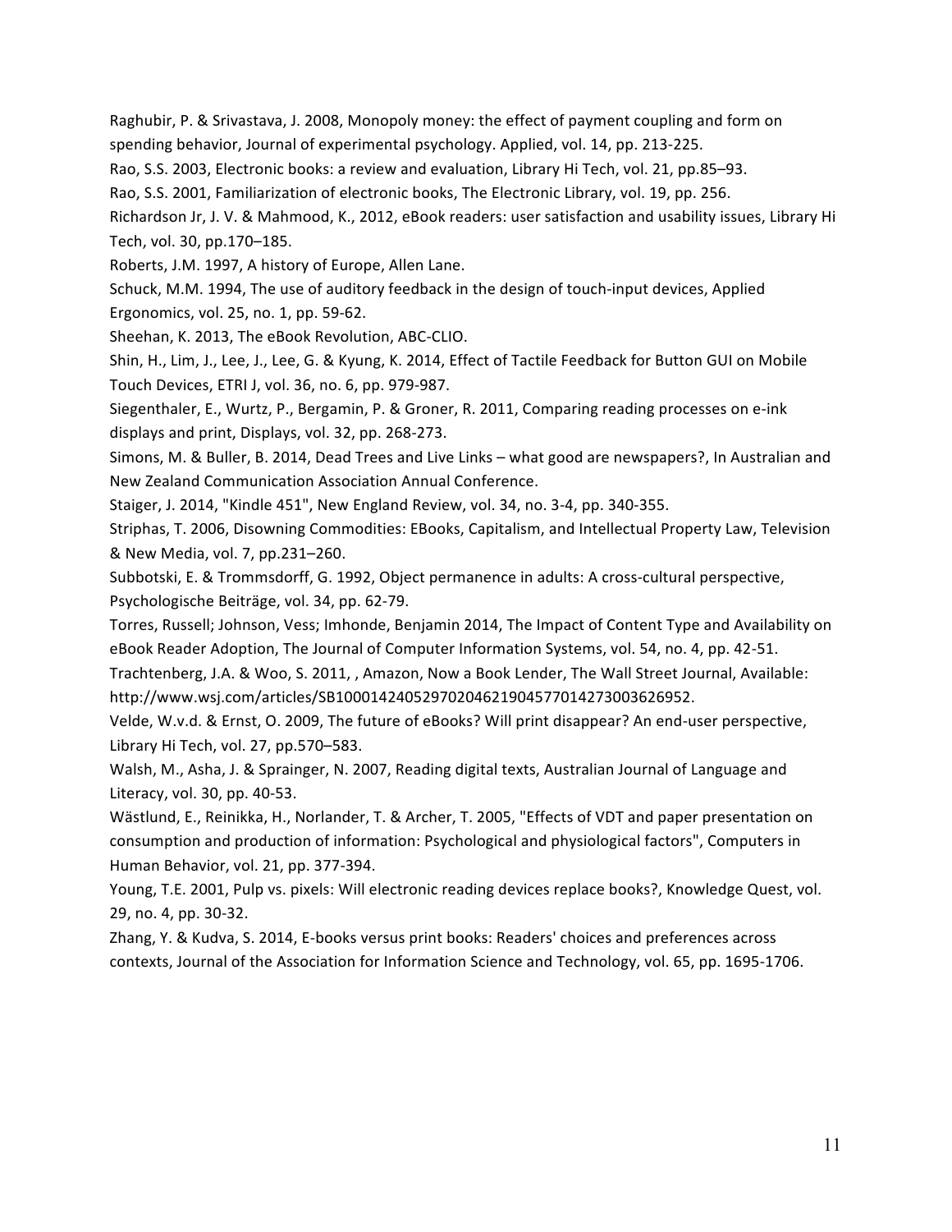Raghubir, P. & Srivastava, J. 2008, Monopoly money: the effect of payment coupling and form on spending behavior, Journal of experimental psychology. Applied, vol. 14, pp. 213-225.

Rao, S.S. 2003, Electronic books: a review and evaluation, Library Hi Tech, vol. 21, pp.85–93.

Rao, S.S. 2001, Familiarization of electronic books, The Electronic Library, vol. 19, pp. 256.

Richardson Jr, J. V. & Mahmood, K., 2012, eBook readers: user satisfaction and usability issues, Library Hi Tech, vol. 30, pp.170–185.

Roberts, J.M. 1997, A history of Europe, Allen Lane.

Schuck, M.M. 1994, The use of auditory feedback in the design of touch-input devices, Applied Ergonomics, vol. 25, no. 1, pp. 59-62.

Sheehan, K. 2013, The eBook Revolution, ABC-CLIO.

Shin, H., Lim, J., Lee, J., Lee, G. & Kyung, K. 2014, Effect of Tactile Feedback for Button GUI on Mobile Touch Devices, ETRI J, vol. 36, no. 6, pp. 979-987.

Siegenthaler, E., Wurtz, P., Bergamin, P. & Groner, R. 2011, Comparing reading processes on e-ink displays and print, Displays, vol. 32, pp. 268-273.

Simons, M. & Buller, B. 2014, Dead Trees and Live Links – what good are newspapers?, In Australian and New Zealand Communication Association Annual Conference.

Staiger, J. 2014, "Kindle 451", New England Review, vol. 34, no. 3-4, pp. 340-355.

Striphas, T. 2006, Disowning Commodities: EBooks, Capitalism, and Intellectual Property Law, Television & New Media, vol. 7, pp.231–260.

Subbotski, E. & Trommsdorff, G. 1992, Object permanence in adults: A cross-cultural perspective, Psychologische Beiträge, vol. 34, pp. 62-79.

Torres, Russell; Johnson, Vess; Imhonde, Benjamin 2014, The Impact of Content Type and Availability on eBook Reader Adoption, The Journal of Computer Information Systems, vol. 54, no. 4, pp. 42-51.

Trachtenberg, J.A. & Woo, S. 2011, , Amazon, Now a Book Lender, The Wall Street Journal, Available: http://www.wsj.com/articles/SB10001424052970204621904577014273003626952.

Velde, W.v.d. & Ernst, O. 2009, The future of eBooks? Will print disappear? An end-user perspective, Library Hi Tech, vol. 27, pp.570–583.

Walsh, M., Asha, J. & Sprainger, N. 2007, Reading digital texts, Australian Journal of Language and Literacy, vol. 30, pp. 40-53.

Wästlund, E., Reinikka, H., Norlander, T. & Archer, T. 2005, "Effects of VDT and paper presentation on consumption and production of information: Psychological and physiological factors", Computers in Human Behavior, vol. 21, pp. 377-394.

Young, T.E. 2001, Pulp vs. pixels: Will electronic reading devices replace books?, Knowledge Quest, vol. 29, no. 4, pp. 30-32.

Zhang, Y. & Kudva, S. 2014, E-books versus print books: Readers' choices and preferences across contexts, Journal of the Association for Information Science and Technology, vol. 65, pp. 1695-1706.